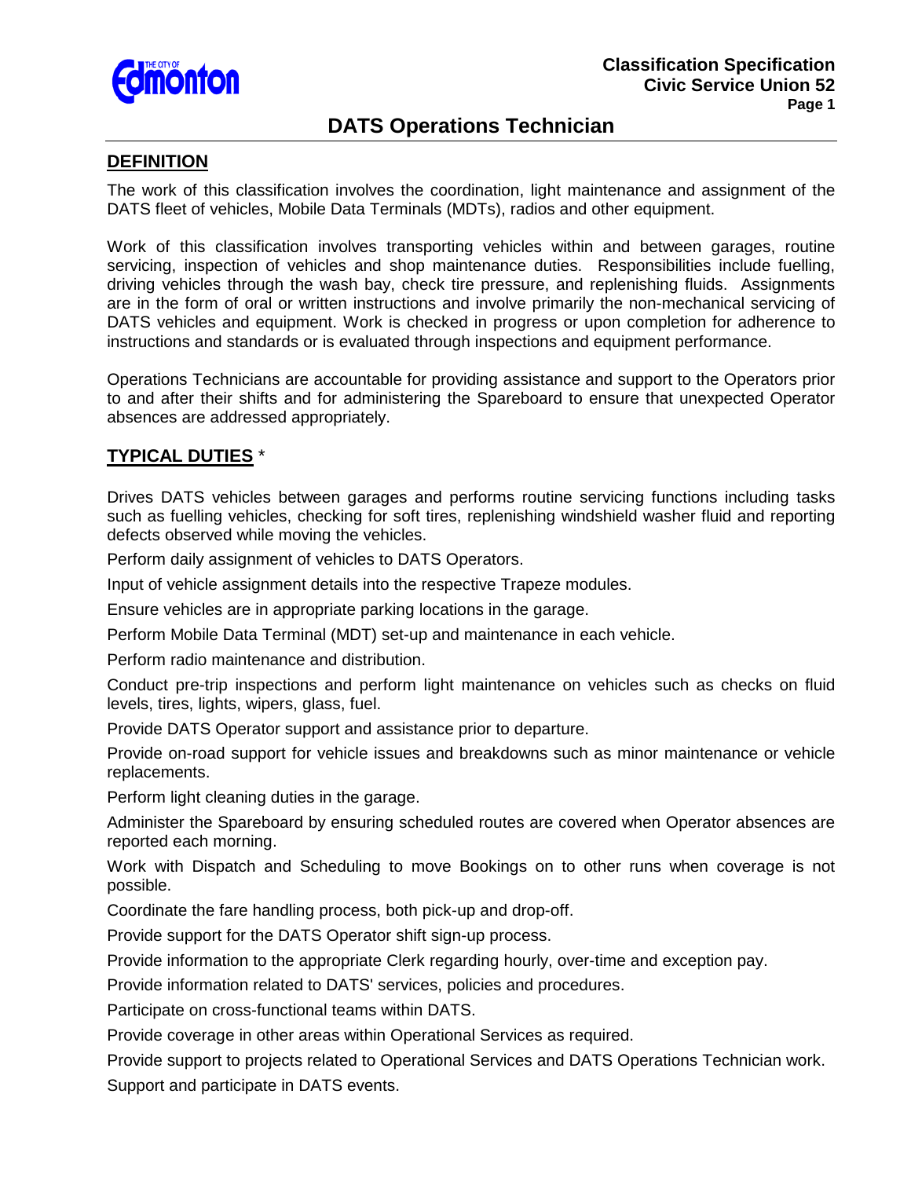**Classification Specification**
**Civic Service Union 52**

# DATS Operations Technician

## DEFINITION

The work of this classification involves the coordination, light maintenance and assignment of the DATS fleet of vehicles, Mobile Data Terminals (MDTs), radios and other equipment.

Work of this classification involves transporting vehicles within and between garages, routine servicing, inspection of vehicles and shop maintenance duties. Responsibilities include fuelling, driving vehicles through the wash bay, check tire pressure, and replenishing fluids. Assignments are in the form of oral or written instructions and involve primarily the non-mechanical servicing of DATS vehicles and equipment. Work is checked in progress or upon completion for adherence to instructions and standards or is evaluated through inspections and equipment performance.

Operations Technicians are accountable for providing assistance and support to the Operators prior to and after their shifts and for administering the Spareboard to ensure that unexpected Operator absences are addressed appropriately.

## TYPICAL DUTIES *

Drives DATS vehicles between garages and performs routine servicing functions including tasks such as fuelling vehicles, checking for soft tires, replenishing windshield washer fluid and reporting defects observed while moving the vehicles.

Perform daily assignment of vehicles to DATS Operators.

Input of vehicle assignment details into the respective Trapeze modules.

Ensure vehicles are in appropriate parking locations in the garage.

Perform Mobile Data Terminal (MDT) set-up and maintenance in each vehicle.

Perform radio maintenance and distribution.

Conduct pre-trip inspections and perform light maintenance on vehicles such as checks on fluid levels, tires, lights, wipers, glass, fuel.

Provide DATS Operator support and assistance prior to departure.

Provide on-road support for vehicle issues and breakdowns such as minor maintenance or vehicle replacements.

Perform light cleaning duties in the garage.

Administer the Spareboard by ensuring scheduled routes are covered when Operator absences are reported each morning.

Work with Dispatch and Scheduling to move Bookings on to other runs when coverage is not possible.

Coordinate the fare handling process, both pick-up and drop-off.

Provide support for the DATS Operator shift sign-up process.

Provide information to the appropriate Clerk regarding hourly, over-time and exception pay.

Provide information related to DATS' services, policies and procedures.

Participate on cross-functional teams within DATS.

Provide coverage in other areas within Operational Services as required.

Provide support to projects related to Operational Services and DATS Operations Technician work.

Support and participate in DATS events.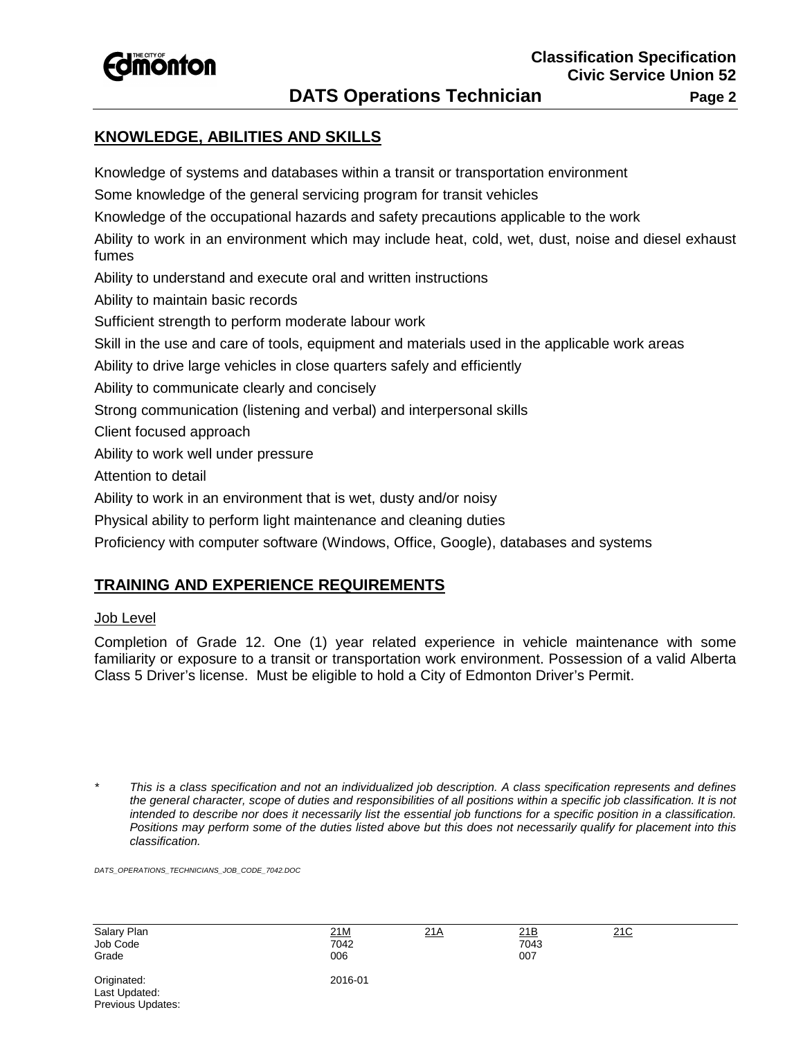## KNOWLEDGE, ABILITIES AND SKILLS

Knowledge of systems and databases within a transit or transportation environment

Some knowledge of the general servicing program for transit vehicles

Knowledge of the occupational hazards and safety precautions applicable to the work

Ability to work in an environment which may include heat, cold, wet, dust, noise and diesel exhaust fumes

Ability to understand and execute oral and written instructions

Ability to maintain basic records

Sufficient strength to perform moderate labour work

Skill in the use and care of tools, equipment and materials used in the applicable work areas

Ability to drive large vehicles in close quarters safely and efficiently

Ability to communicate clearly and concisely

Strong communication (listening and verbal) and interpersonal skills

Client focused approach

Ability to work well under pressure

Attention to detail

Ability to work in an environment that is wet, dusty and/or noisy

Physical ability to perform light maintenance and cleaning duties

Proficiency with computer software (Windows, Office, Google), databases and systems

## TRAINING AND EXPERIENCE REQUIREMENTS

Job Level

Completion of Grade 12. One (1) year related experience in vehicle maintenance with some familiarity or exposure to a transit or transportation work environment. Possession of a valid Alberta Class 5 Driver's license. Must be eligible to hold a City of Edmonton Driver's Permit.

\* *This is a class specification and not an individualized job description. A class specification represents and defines the general character, scope of duties and responsibilities of all positions within a specific job classification. It is not intended to describe nor does it necessarily list the essential job functions for a specific position in a classification. Positions may perform some of the duties listed above but this does not necessarily qualify for placement into this classification.*

*DATS_OPERATIONS_TECHNICIANS_JOB_CODE_7042.DOC*

| | | | | |
|---|---|---|---|---|
| Salary Plan | 21M | 21A | 21B | 21C |
| Job Code | 7042 | | 7043 | |
| Grade | 006 | | 007 | |
| Originated: | 2016-01 | | | |
| Last Updated: | | | | |
| Previous Updates: | | | | |